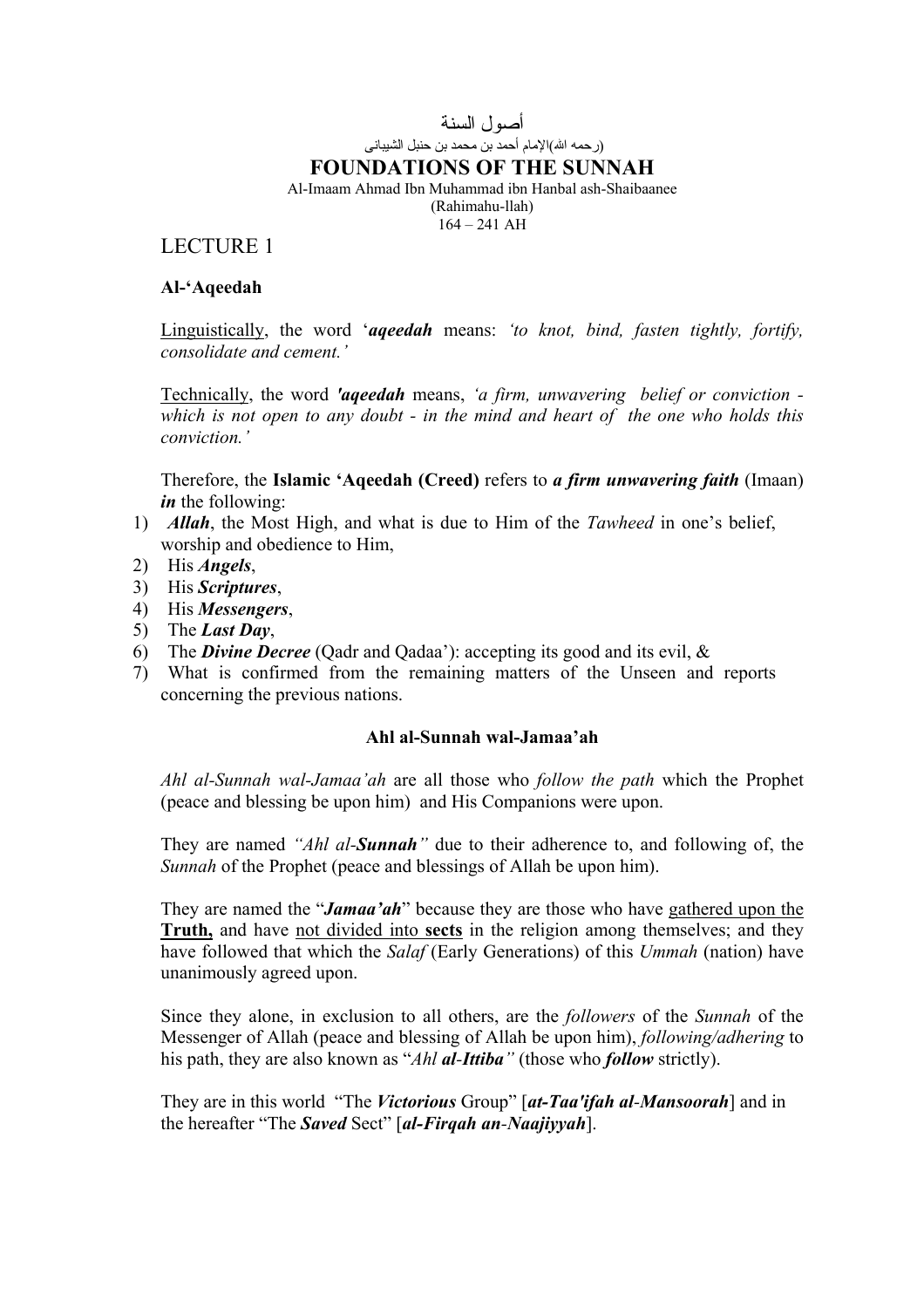أصول السنة

(رحمه الله)الإمام أحمد بن محمد بن حنبل الشيباني

# FOUNDATIONS OF THE SUNNAH

Al-Imaam Ahmad Ibn Muhammad ibn Hanbal ash-Shaibaanee
(Rahimahu-llah)
164 – 241 AH

## LECTURE 1

### Al-'Aqeedah

Linguistically, the word '***aqeedah*** means: *'to knot, bind, fasten tightly, fortify, consolidate and cement.'*

Technically, the word ***'aqeedah*** means, *'a firm, unwavering belief or conviction - which is not open to any doubt - in the mind and heart of the one who holds this conviction.'*

Therefore, the **Islamic 'Aqeedah (Creed)** refers to ***a firm unwavering faith*** (Imaan) ***in*** the following:

1) ***Allah***, the Most High, and what is due to Him of the *Tawheed* in one's belief, worship and obedience to Him,
2) His ***Angels***,
3) His ***Scriptures***,
4) His ***Messengers***,
5) The ***Last Day***,
6) The ***Divine Decree*** (Qadr and Qadaa'): accepting its good and its evil, &
7) What is confirmed from the remaining matters of the Unseen and reports concerning the previous nations.

### Ahl al-Sunnah wal-Jamaa'ah

*Ahl al-Sunnah wal-Jamaa'ah* are all those who *follow the path* which the Prophet (peace and blessing be upon him) and His Companions were upon.

They are named *"Ahl al-**Sunnah**"* due to their adherence to, and following of, the *Sunnah* of the Prophet (peace and blessings of Allah be upon him).

They are named the "***Jamaa'ah***" because they are those who have gathered upon the **Truth,** and have not divided into **sects** in the religion among themselves; and they have followed that which the *Salaf* (Early Generations) of this *Ummah* (nation) have unanimously agreed upon.

Since they alone, in exclusion to all others, are the *followers* of the *Sunnah* of the Messenger of Allah (peace and blessing of Allah be upon him), *following/adhering* to his path, they are also known as "*Ahl **al-Ittiba**"* (those who ***follow*** strictly).

They are in this world "The ***Victorious*** Group" [***at-Taa'ifah al-Mansoorah***] and in the hereafter "The ***Saved*** Sect" [***al-Firqah an-Naajiyyah***].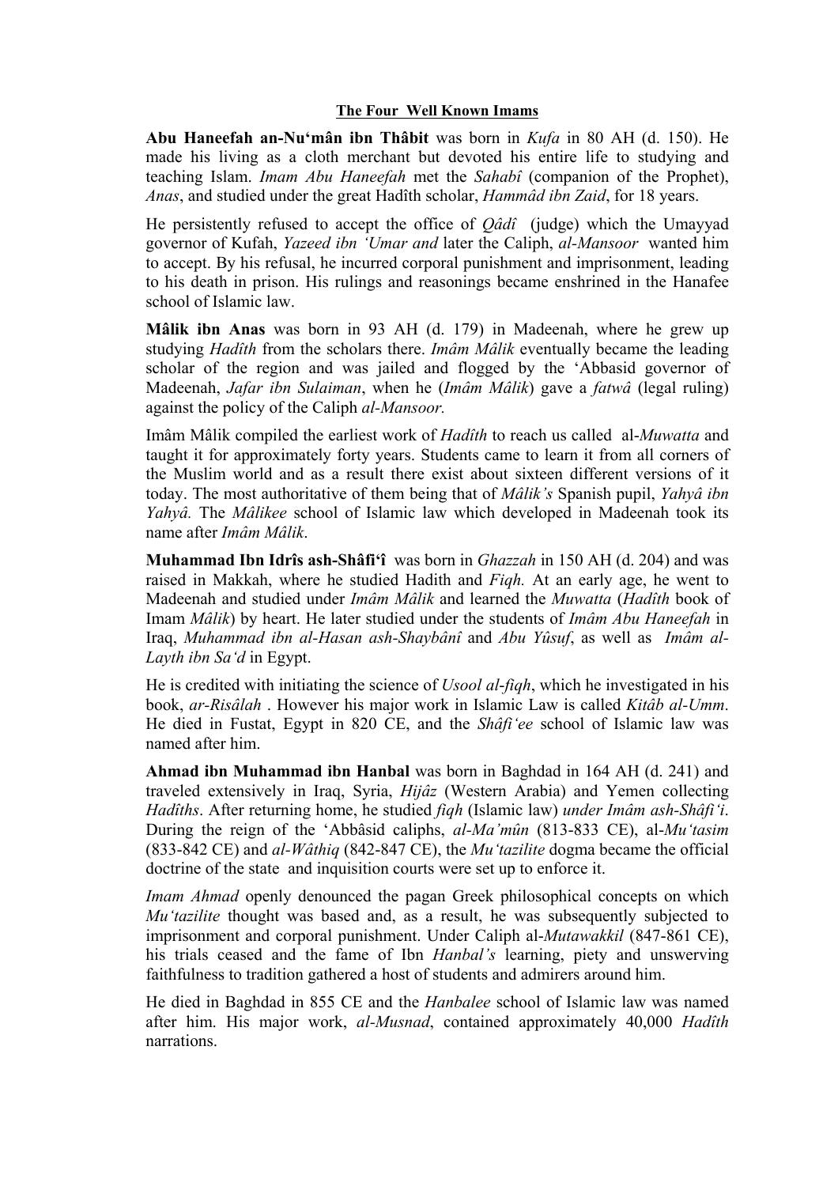## The Four Well Known Imams

**Abu Haneefah an-Nu'mân ibn Thâbit** was born in *Kufa* in 80 AH (d. 150). He made his living as a cloth merchant but devoted his entire life to studying and teaching Islam. *Imam Abu Haneefah* met the *Sahabî* (companion of the Prophet), *Anas*, and studied under the great Hadîth scholar, *Hammâd ibn Zaid*, for 18 years.

He persistently refused to accept the office of *Qâdî* (judge) which the Umayyad governor of Kufah, *Yazeed ibn 'Umar and* later the Caliph, *al-Mansoor* wanted him to accept. By his refusal, he incurred corporal punishment and imprisonment, leading to his death in prison. His rulings and reasonings became enshrined in the Hanafee school of Islamic law.

**Mâlik ibn Anas** was born in 93 AH (d. 179) in Madeenah, where he grew up studying *Hadîth* from the scholars there. *Imâm Mâlik* eventually became the leading scholar of the region and was jailed and flogged by the 'Abbasid governor of Madeenah, *Jafar ibn Sulaiman*, when he (*Imâm Mâlik*) gave a *fatwâ* (legal ruling) against the policy of the Caliph *al-Mansoor.*

Imâm Mâlik compiled the earliest work of *Hadîth* to reach us called al-*Muwatta* and taught it for approximately forty years. Students came to learn it from all corners of the Muslim world and as a result there exist about sixteen different versions of it today. The most authoritative of them being that of *Mâlik's* Spanish pupil, *Yahyâ ibn Yahyâ.* The *Mâlikee* school of Islamic law which developed in Madeenah took its name after *Imâm Mâlik*.

**Muhammad Ibn Idrîs ash-Shâfi'î** was born in *Ghazzah* in 150 AH (d. 204) and was raised in Makkah, where he studied Hadith and *Fiqh.* At an early age, he went to Madeenah and studied under *Imâm Mâlik* and learned the *Muwatta* (*Hadîth* book of Imam *Mâlik*) by heart. He later studied under the students of *Imâm Abu Haneefah* in Iraq, *Muhammad ibn al-Hasan ash-Shaybânî* and *Abu Yûsuf*, as well as *Imâm al-Layth ibn Sa'd* in Egypt.

He is credited with initiating the science of *Usool al-fiqh*, which he investigated in his book, *ar-Risâlah* . However his major work in Islamic Law is called *Kitâb al-Umm*. He died in Fustat, Egypt in 820 CE, and the *Shâfi'ee* school of Islamic law was named after him.

**Ahmad ibn Muhammad ibn Hanbal** was born in Baghdad in 164 AH (d. 241) and traveled extensively in Iraq, Syria, *Hijâz* (Western Arabia) and Yemen collecting *Hadîths*. After returning home, he studied *fiqh* (Islamic law) *under Imâm ash-Shâfi'i*. During the reign of the 'Abbâsid caliphs, *al-Ma'mûn* (813-833 CE), al-*Mu'tasim* (833-842 CE) and *al-Wâthiq* (842-847 CE), the *Mu'tazilite* dogma became the official doctrine of the state and inquisition courts were set up to enforce it.

*Imam Ahmad* openly denounced the pagan Greek philosophical concepts on which *Mu'tazilite* thought was based and, as a result, he was subsequently subjected to imprisonment and corporal punishment. Under Caliph al-*Mutawakkil* (847-861 CE), his trials ceased and the fame of Ibn *Hanbal's* learning, piety and unswerving faithfulness to tradition gathered a host of students and admirers around him.

He died in Baghdad in 855 CE and the *Hanbalee* school of Islamic law was named after him. His major work, *al-Musnad*, contained approximately 40,000 *Hadîth* narrations.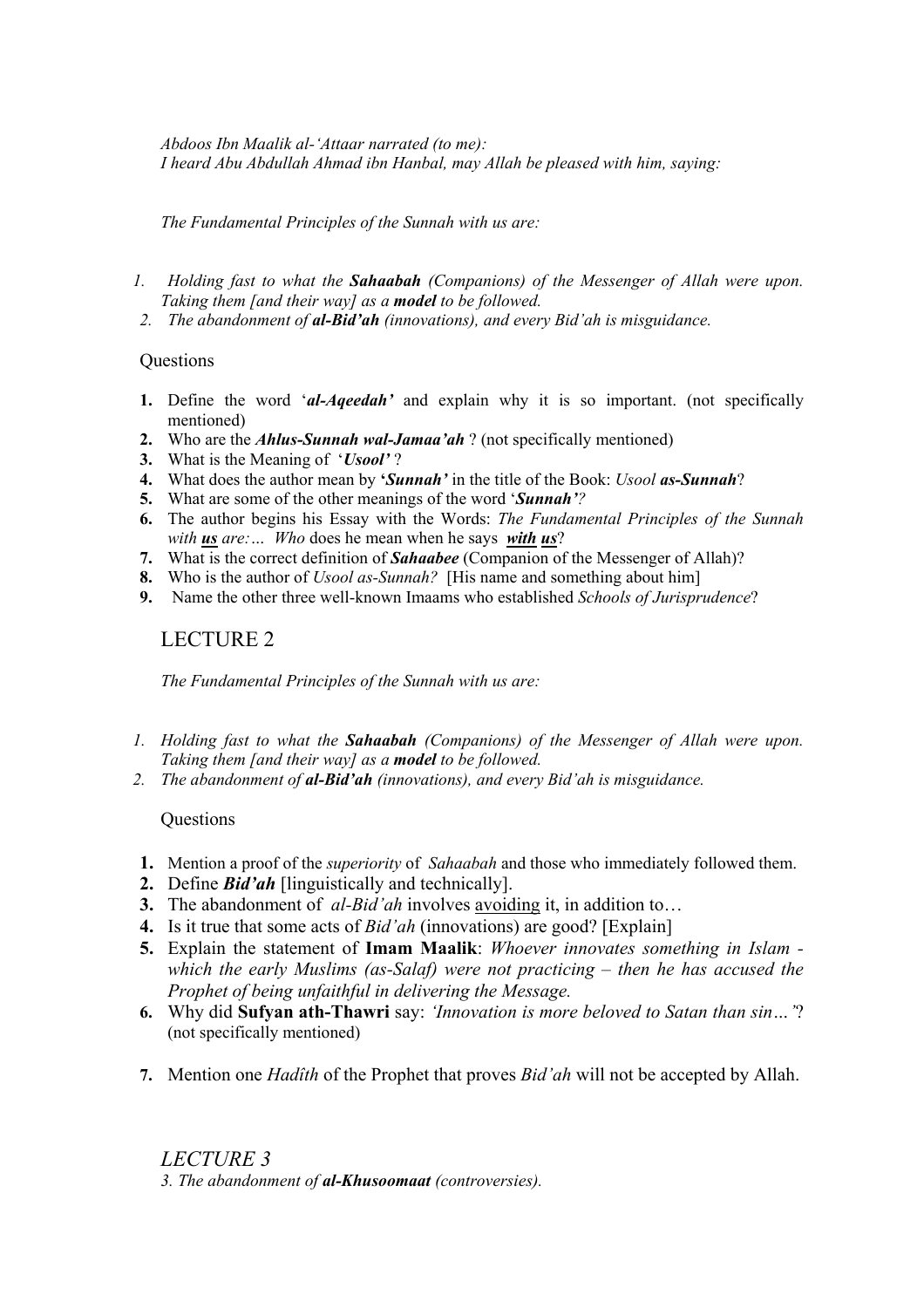*Abdoos Ibn Maalik al-'Attaar narrated (to me):*
*I heard Abu Abdullah Ahmad ibn Hanbal, may Allah be pleased with him, saying:*

*The Fundamental Principles of the Sunnah with us are:*

1. *Holding fast to what the **Sahaabah** (Companions) of the Messenger of Allah were upon. Taking them [and their way] as a **model** to be followed.*
2. *The abandonment of **al-Bid'ah** (innovations), and every Bid'ah is misguidance.*

Questions

1. Define the word '***al-Aqeedah'*** and explain why it is so important. (not specifically mentioned)
2. Who are the ***Ahlus-Sunnah wal-Jamaa'ah*** ? (not specifically mentioned)
3. What is the Meaning of '***Usool'*** ?
4. What does the author mean by **'*Sunnah'*** in the title of the Book: *Usool **as-Sunnah***?
5. What are some of the other meanings of the word '***Sunnah'****?*
6. The author begins his Essay with the Words: *The Fundamental Principles of the Sunnah with **us** are:… Who* does he mean when he says ***with us***?
7. What is the correct definition of ***Sahaabee*** (Companion of the Messenger of Allah)?
8. Who is the author of *Usool as-Sunnah?* [His name and something about him]
9. Name the other three well-known Imaams who established *Schools of Jurisprudence*?

## LECTURE 2

*The Fundamental Principles of the Sunnah with us are:*

1. *Holding fast to what the **Sahaabah** (Companions) of the Messenger of Allah were upon. Taking them [and their way] as a **model** to be followed.*
2. *The abandonment of **al-Bid'ah** (innovations), and every Bid'ah is misguidance.*

Questions

1. Mention a proof of the *superiority* of *Sahaabah* and those who immediately followed them.
2. Define ***Bid'ah*** [linguistically and technically].
3. The abandonment of *al-Bid'ah* involves avoiding it, in addition to…
4. Is it true that some acts of *Bid'ah* (innovations) are good? [Explain]
5. Explain the statement of **Imam Maalik**: *Whoever innovates something in Islam - which the early Muslims (as-Salaf) were not practicing – then he has accused the Prophet of being unfaithful in delivering the Message.*
6. Why did **Sufyan ath-Thawri** say: *'Innovation is more beloved to Satan than sin…'*? (not specifically mentioned)
7. Mention one *Hadîth* of the Prophet that proves *Bid'ah* will not be accepted by Allah.

## *LECTURE 3*

*3. The abandonment of **al-Khusoomaat** (controversies).*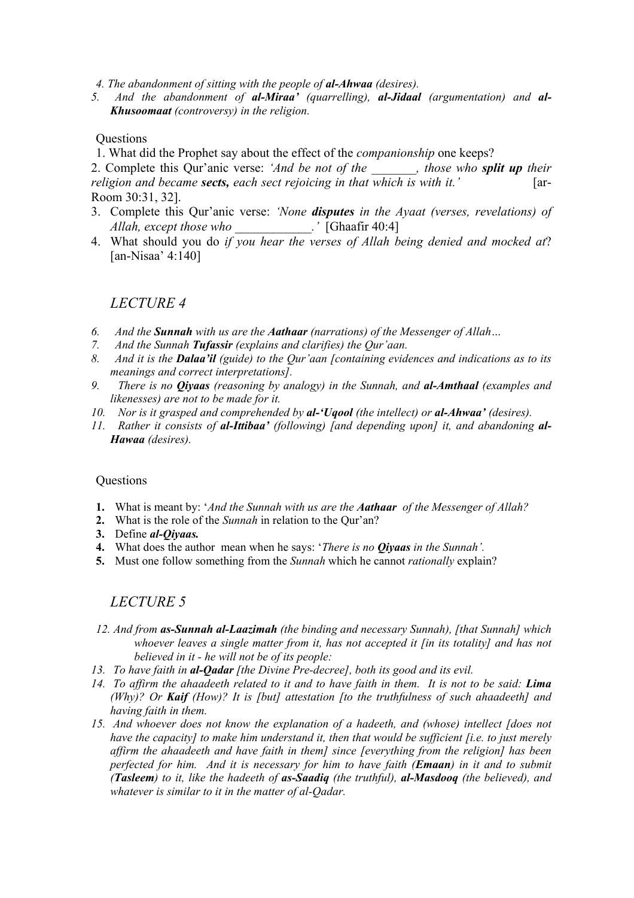4. *The abandonment of sitting with the people of **al-Ahwaa** (desires).*
5. *And the abandonment of **al-Miraa'** (quarrelling), **al-Jidaal** (argumentation) and **al-Khusoomaat** (controversy) in the religion.*

Questions

1. What did the Prophet say about the effect of the *companionship* one keeps?
2. Complete this Qur'anic verse: *'And be not of the _______, those who **split up** their religion and became **sects,** each sect rejoicing in that which is with it.'* [ar-Room 30:31, 32].
3. Complete this Qur'anic verse: *'None **disputes** in the Ayaat (verses, revelations) of Allah, except those who ____________.'* [Ghaafir 40:4]
4. What should you do *if you hear the verses of Allah being denied and mocked at*? [an-Nisaa' 4:140]

## *LECTURE 4*

6. *And the **Sunnah** with us are the **Aathaar** (narrations) of the Messenger of Allah…*
7. *And the Sunnah **Tufassir** (explains and clarifies) the Qur'aan.*
8. *And it is the **Dalaa'il** (guide) to the Qur'aan [containing evidences and indications as to its meanings and correct interpretations].*
9. *There is no **Qiyaas** (reasoning by analogy) in the Sunnah, and **al-Amthaal** (examples and likenesses) are not to be made for it.*
10. *Nor is it grasped and comprehended by **al-'Uqool** (the intellect) or **al-Ahwaa'** (desires).*
11. *Rather it consists of **al-Ittibaa'** (following) [and depending upon] it, and abandoning **al-Hawaa** (desires).*

Questions

1. What is meant by: '*And the Sunnah with us are the **Aathaar** of the Messenger of Allah?*
2. What is the role of the *Sunnah* in relation to the Qur'an?
3. Define ***al-Qiyaas.***
4. What does the author mean when he says: '*There is no **Qiyaas** in the Sunnah'.*
5. Must one follow something from the *Sunnah* which he cannot *rationally* explain?

## *LECTURE 5*

12. *And from **as-Sunnah al-Laazimah** (the binding and necessary Sunnah), [that Sunnah] which whoever leaves a single matter from it, has not accepted it [in its totality] and has not believed in it - he will not be of its people:*
13. *To have faith in **al-Qadar** [the Divine Pre-decree], both its good and its evil.*
14. *To affirm the ahaadeeth related to it and to have faith in them. It is not to be said: **Lima** (Why)? Or **Kaif** (How)? It is [but] attestation [to the truthfulness of such ahaadeeth] and having faith in them.*
15. *And whoever does not know the explanation of a hadeeth, and (whose) intellect [does not have the capacity] to make him understand it, then that would be sufficient [i.e. to just merely affirm the ahaadeeth and have faith in them] since [everything from the religion] has been perfected for him. And it is necessary for him to have faith (**Emaan**) in it and to submit (**Tasleem**) to it, like the hadeeth of **as-Saadiq** (the truthful), **al-Masdooq** (the believed), and whatever is similar to it in the matter of al-Qadar.*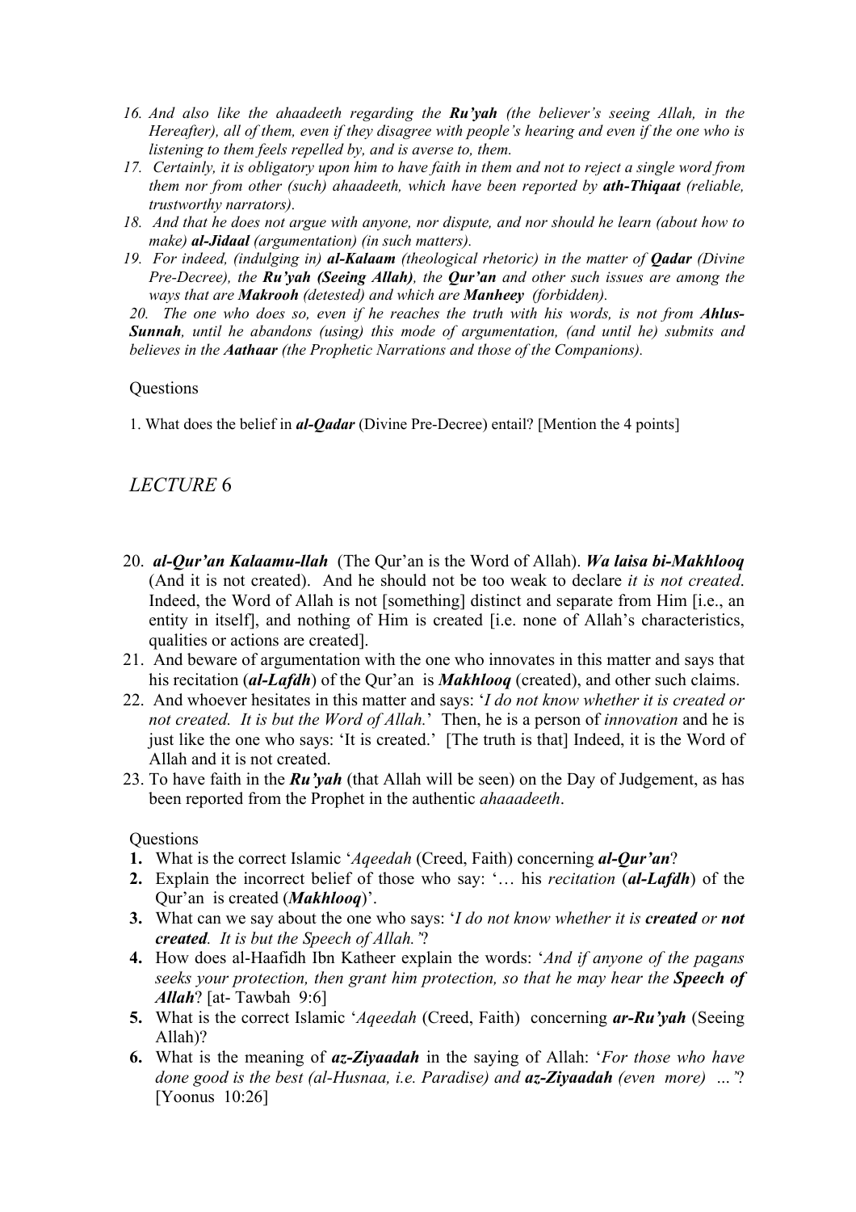16. *And also like the ahaadeeth regarding the **Ru'yah** (the believer's seeing Allah, in the Hereafter), all of them, even if they disagree with people's hearing and even if the one who is listening to them feels repelled by, and is averse to, them.*
17. *Certainly, it is obligatory upon him to have faith in them and not to reject a single word from them nor from other (such) ahaadeeth, which have been reported by **ath-Thiqaat** (reliable, trustworthy narrators).*
18. *And that he does not argue with anyone, nor dispute, and nor should he learn (about how to make) **al-Jidaal** (argumentation) (in such matters).*
19. *For indeed, (indulging in) **al-Kalaam** (theological rhetoric) in the matter of **Qadar** (Divine Pre-Decree), the **Ru'yah (Seeing Allah)**, the **Qur'an** and other such issues are among the ways that are **Makrooh** (detested) and which are **Manheey** (forbidden).*
20. *The one who does so, even if he reaches the truth with his words, is not from **Ahlus-Sunnah**, until he abandons (using) this mode of argumentation, (and until he) submits and believes in the **Aathaar** (the Prophetic Narrations and those of the Companions).*

Questions

1. What does the belief in ***al-Qadar*** (Divine Pre-Decree) entail? [Mention the 4 points]

## *LECTURE* 6

20. ***al-Qur'an Kalaamu-llah*** (The Qur'an is the Word of Allah). ***Wa laisa bi-Makhlooq*** (And it is not created). And he should not be too weak to declare *it is not created*. Indeed, the Word of Allah is not [something] distinct and separate from Him [i.e., an entity in itself], and nothing of Him is created [i.e. none of Allah's characteristics, qualities or actions are created].
21. And beware of argumentation with the one who innovates in this matter and says that his recitation (***al-Lafdh***) of the Qur'an is ***Makhlooq*** (created), and other such claims.
22. And whoever hesitates in this matter and says: '*I do not know whether it is created or not created. It is but the Word of Allah.*' Then, he is a person of *innovation* and he is just like the one who says: 'It is created.' [The truth is that] Indeed, it is the Word of Allah and it is not created.
23. To have faith in the ***Ru'yah*** (that Allah will be seen) on the Day of Judgement, as has been reported from the Prophet in the authentic *ahaaadeeth*.

Questions

1. What is the correct Islamic '*Aqeedah* (Creed, Faith) concerning ***al-Qur'an***?
2. Explain the incorrect belief of those who say: '… his *recitation* (***al-Lafdh***) of the Qur'an is created (***Makhlooq***)'.
3. What can we say about the one who says: '*I do not know whether it is **created** or **not created**. It is but the Speech of Allah.*'?
4. How does al-Haafidh Ibn Katheer explain the words: '*And if anyone of the pagans seeks your protection, then grant him protection, so that he may hear the **Speech of Allah***? [at- Tawbah 9:6]
5. What is the correct Islamic '*Aqeedah* (Creed, Faith) concerning ***ar-Ru'yah*** (Seeing Allah)?
6. What is the meaning of ***az-Ziyaadah*** in the saying of Allah: '*For those who have done good is the best (al-Husnaa, i.e. Paradise) and **az-Ziyaadah** (even more) …*'? [Yoonus 10:26]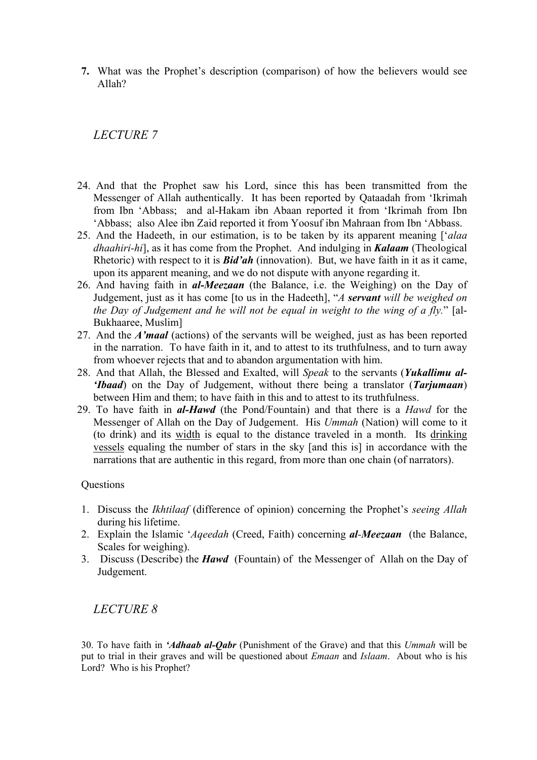7. What was the Prophet's description (comparison) of how the believers would see Allah?

## *LECTURE 7*

24. And that the Prophet saw his Lord, since this has been transmitted from the Messenger of Allah authentically. It has been reported by Qataadah from 'Ikrimah from Ibn 'Abbass; and al-Hakam ibn Abaan reported it from 'Ikrimah from Ibn 'Abbass; also Alee ibn Zaid reported it from Yoosuf ibn Mahraan from Ibn 'Abbass.
25. And the Hadeeth, in our estimation, is to be taken by its apparent meaning ['*alaa dhaahiri-hi*], as it has come from the Prophet. And indulging in ***Kalaam*** (Theological Rhetoric) with respect to it is ***Bid'ah*** (innovation). But, we have faith in it as it came, upon its apparent meaning, and we do not dispute with anyone regarding it.
26. And having faith in ***al-Meezaan*** (the Balance, i.e. the Weighing) on the Day of Judgement, just as it has come [to us in the Hadeeth], "*A **servant** will be weighed on the Day of Judgement and he will not be equal in weight to the wing of a fly.*" [al-Bukhaaree, Muslim]
27. And the ***A'maal*** (actions) of the servants will be weighed, just as has been reported in the narration. To have faith in it, and to attest to its truthfulness, and to turn away from whoever rejects that and to abandon argumentation with him.
28. And that Allah, the Blessed and Exalted, will *Speak* to the servants (***Yukallimu al-'Ibaad***) on the Day of Judgement, without there being a translator (***Tarjumaan***) between Him and them; to have faith in this and to attest to its truthfulness.
29. To have faith in ***al-Hawd*** (the Pond/Fountain) and that there is a *Hawd* for the Messenger of Allah on the Day of Judgement. His *Ummah* (Nation) will come to it (to drink) and its <u>width</u> is equal to the distance traveled in a month. Its <u>drinking vessels</u> equaling the number of stars in the sky [and this is] in accordance with the narrations that are authentic in this regard, from more than one chain (of narrators).

Questions

1. Discuss the *Ikhtilaaf* (difference of opinion) concerning the Prophet's *seeing Allah* during his lifetime.
2. Explain the Islamic '*Aqeedah* (Creed, Faith) concerning ***al-Meezaan*** (the Balance, Scales for weighing).
3. Discuss (Describe) the ***Hawd*** (Fountain) of the Messenger of Allah on the Day of Judgement.

## *LECTURE 8*

30. To have faith in ***'Adhaab al-Qabr*** (Punishment of the Grave) and that this *Ummah* will be put to trial in their graves and will be questioned about *Emaan* and *Islaam*. About who is his Lord? Who is his Prophet?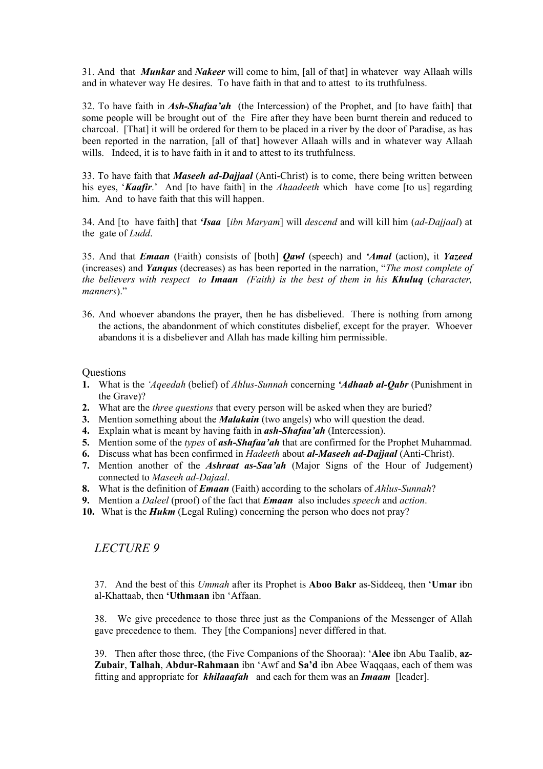31. And that ***Munkar*** and ***Nakeer*** will come to him, [all of that] in whatever way Allaah wills and in whatever way He desires. To have faith in that and to attest to its truthfulness.

32. To have faith in ***Ash-Shafaa'ah*** (the Intercession) of the Prophet, and [to have faith] that some people will be brought out of the Fire after they have been burnt therein and reduced to charcoal. [That] it will be ordered for them to be placed in a river by the door of Paradise, as has been reported in the narration, [all of that] however Allaah wills and in whatever way Allaah wills. Indeed, it is to have faith in it and to attest to its truthfulness.

33. To have faith that ***Maseeh ad-Dajjaal*** (Anti-Christ) is to come, there being written between his eyes, '***Kaafir***.' And [to have faith] in the *Ahaadeeth* which have come [to us] regarding him. And to have faith that this will happen.

34. And [to have faith] that ***'Isaa*** [*ibn Maryam*] will *descend* and will kill him (*ad-Dajjaal*) at the gate of *Ludd*.

35. And that ***Emaan*** (Faith) consists of [both] ***Qawl*** (speech) and ***'Amal*** (action), it ***Yazeed*** (increases) and ***Yanqus*** (decreases) as has been reported in the narration, "*The most complete of the believers with respect to **Imaan** (Faith) is the best of them in his **Khuluq** (character, manners)*."

36. And whoever abandons the prayer, then he has disbelieved. There is nothing from among the actions, the abandonment of which constitutes disbelief, except for the prayer. Whoever abandons it is a disbeliever and Allah has made killing him permissible.

Questions

1. What is the *'Aqeedah* (belief) of *Ahlus-Sunnah* concerning ***'Adhaab al-Qabr*** (Punishment in the Grave)?
2. What are the *three questions* that every person will be asked when they are buried?
3. Mention something about the ***Malakain*** (two angels) who will question the dead.
4. Explain what is meant by having faith in ***ash-Shafaa'ah*** (Intercession).
5. Mention some of the *types* of ***ash-Shafaa'ah*** that are confirmed for the Prophet Muhammad.
6. Discuss what has been confirmed in *Hadeeth* about ***al-Maseeh ad-Dajjaal*** (Anti-Christ).
7. Mention another of the ***Ashraat as-Saa'ah*** (Major Signs of the Hour of Judgement) connected to *Maseeh ad-Dajaal*.
8. What is the definition of ***Emaan*** (Faith) according to the scholars of *Ahlus-Sunnah*?
9. Mention a *Daleel* (proof) of the fact that ***Emaan*** also includes *speech* and *action*.
10. What is the ***Hukm*** (Legal Ruling) concerning the person who does not pray?

## *LECTURE 9*

37. And the best of this *Ummah* after its Prophet is **Aboo Bakr** as-Siddeeq, then '**Umar** ibn al-Khattaab, then **'Uthmaan** ibn 'Affaan.

38. We give precedence to those three just as the Companions of the Messenger of Allah gave precedence to them. They [the Companions] never differed in that.

39. Then after those three, (the Five Companions of the Shooraa): '**Alee** ibn Abu Taalib, **az-Zubair**, **Talhah**, **Abdur-Rahmaan** ibn 'Awf and **Sa'd** ibn Abee Waqqaas, each of them was fitting and appropriate for ***khilaaafah*** and each for them was an ***Imaam*** [leader].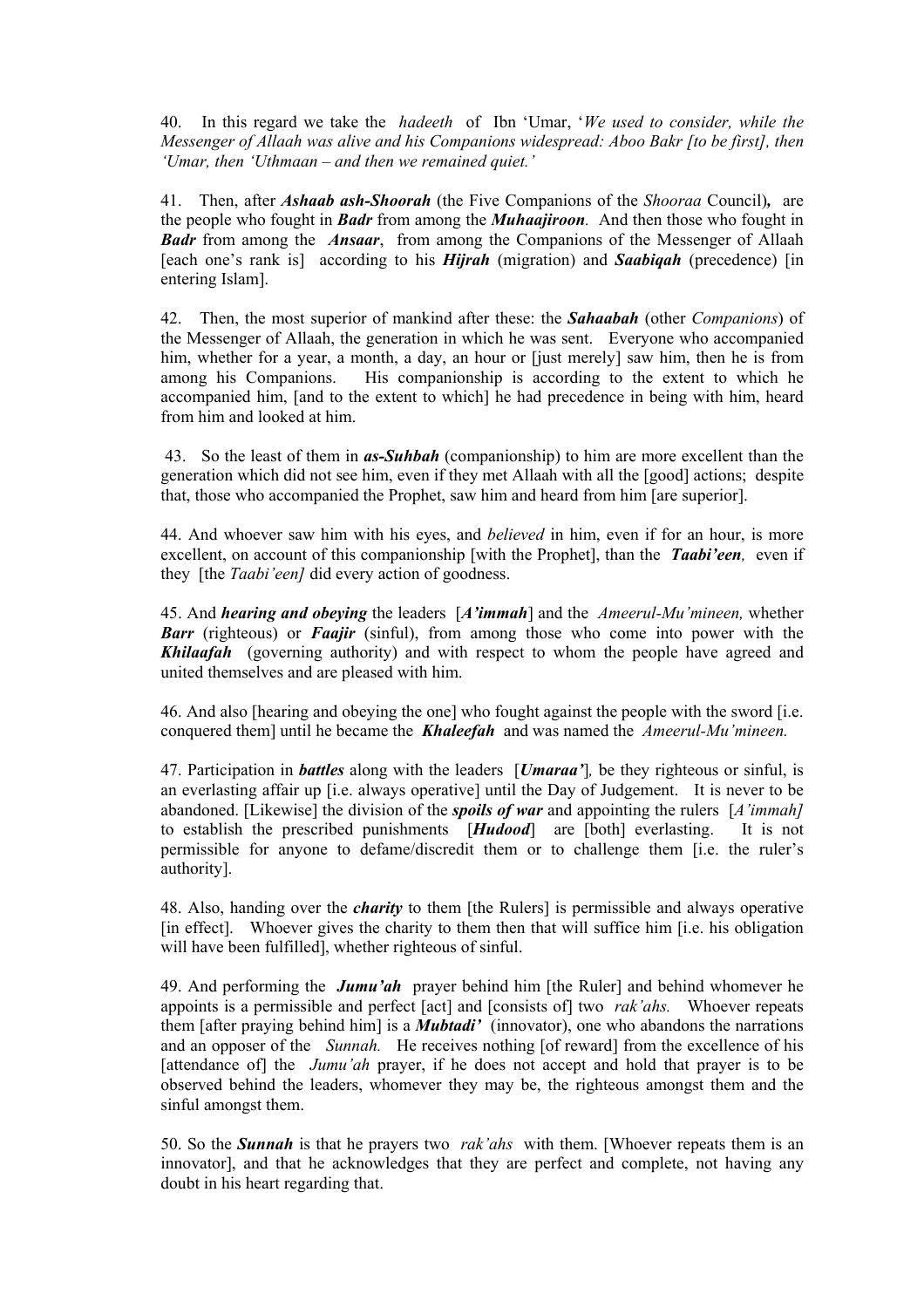40. In this regard we take the *hadeeth* of Ibn 'Umar, '*We used to consider, while the Messenger of Allaah was alive and his Companions widespread: Aboo Bakr [to be first], then 'Umar, then 'Uthmaan – and then we remained quiet.'*

41. Then, after ***Ashaab ash-Shoorah*** (the Five Companions of the *Shooraa* Council)***,*** are the people who fought in ***Badr*** from among the ***Muhaajiroon***. And then those who fought in ***Badr*** from among the ***Ansaar***, from among the Companions of the Messenger of Allaah [each one's rank is] according to his ***Hijrah*** (migration) and ***Saabiqah*** (precedence) [in entering Islam].

42. Then, the most superior of mankind after these: the ***Sahaabah*** (other *Companions*) of the Messenger of Allaah, the generation in which he was sent. Everyone who accompanied him, whether for a year, a month, a day, an hour or [just merely] saw him, then he is from among his Companions. His companionship is according to the extent to which he accompanied him, [and to the extent to which] he had precedence in being with him, heard from him and looked at him.

43. So the least of them in ***as-Suhbah*** (companionship) to him are more excellent than the generation which did not see him, even if they met Allaah with all the [good] actions; despite that, those who accompanied the Prophet, saw him and heard from him [are superior].

44. And whoever saw him with his eyes, and *believed* in him, even if for an hour, is more excellent, on account of this companionship [with the Prophet], than the ***Taabi'een***, even if they [the *Taabi'een]* did every action of goodness.

45. And ***hearing and obeying*** the leaders [***A'immah***] and the *Ameerul-Mu'mineen,* whether ***Barr*** (righteous) or ***Faajir*** (sinful), from among those who come into power with the ***Khilaafah*** (governing authority) and with respect to whom the people have agreed and united themselves and are pleased with him.

46. And also [hearing and obeying the one] who fought against the people with the sword [i.e. conquered them] until he became the ***Khaleefah*** and was named the *Ameerul-Mu'mineen.*

47. Participation in ***battles*** along with the leaders [***Umaraa'***]*,* be they righteous or sinful, is an everlasting affair up [i.e. always operative] until the Day of Judgement. It is never to be abandoned. [Likewise] the division of the ***spoils of war*** and appointing the rulers [*A'immah]* to establish the prescribed punishments [***Hudood***] are [both] everlasting. It is not permissible for anyone to defame/discredit them or to challenge them [i.e. the ruler's authority].

48. Also, handing over the ***charity*** to them [the Rulers] is permissible and always operative [in effect]. Whoever gives the charity to them then that will suffice him [i.e. his obligation will have been fulfilled], whether righteous of sinful.

49. And performing the ***Jumu'ah*** prayer behind him [the Ruler] and behind whomever he appoints is a permissible and perfect [act] and [consists of] two *rak'ahs.* Whoever repeats them [after praying behind him] is a ***Mubtadi'*** (innovator), one who abandons the narrations and an opposer of the *Sunnah.* He receives nothing [of reward] from the excellence of his [attendance of] the *Jumu'ah* prayer, if he does not accept and hold that prayer is to be observed behind the leaders, whomever they may be, the righteous amongst them and the sinful amongst them.

50. So the ***Sunnah*** is that he prayers two *rak'ahs* with them. [Whoever repeats them is an innovator], and that he acknowledges that they are perfect and complete, not having any doubt in his heart regarding that.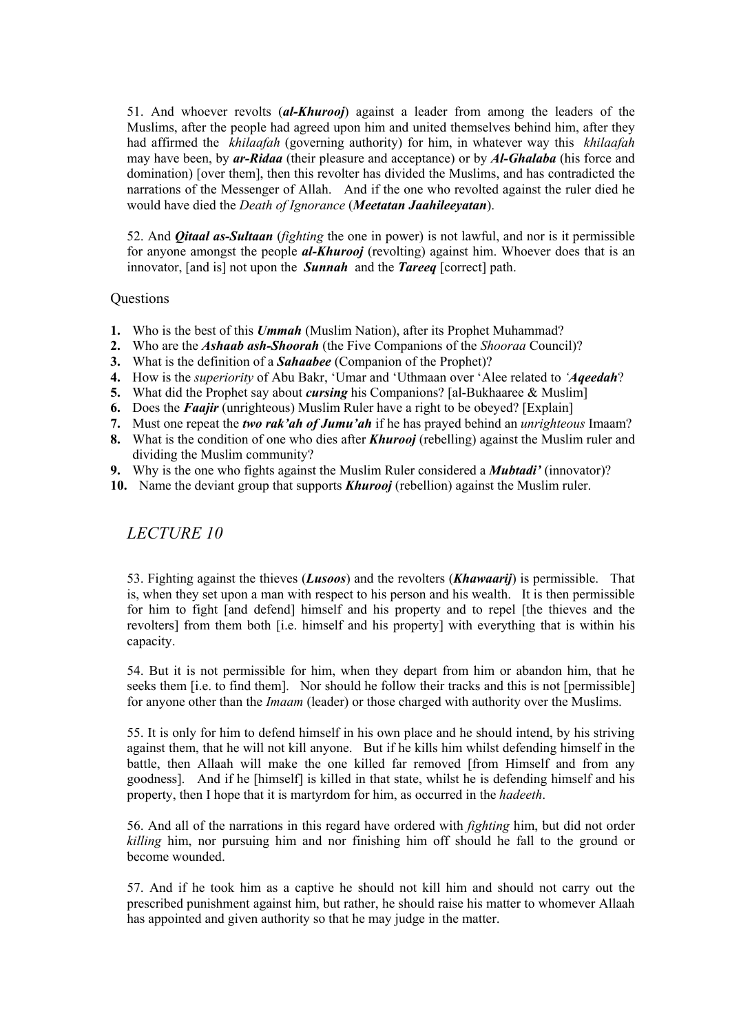51. And whoever revolts (***al-Khurooj***) against a leader from among the leaders of the Muslims, after the people had agreed upon him and united themselves behind him, after they had affirmed the *khilaafah* (governing authority) for him, in whatever way this *khilaafah* may have been, by ***ar-Ridaa*** (their pleasure and acceptance) or by ***Al-Ghalaba*** (his force and domination) [over them], then this revolter has divided the Muslims, and has contradicted the narrations of the Messenger of Allah. And if the one who revolted against the ruler died he would have died the *Death of Ignorance* (***Meetatan Jaahileeyatan***).

52. And ***Qitaal as-Sultaan*** (*fighting* the one in power) is not lawful, and nor is it permissible for anyone amongst the people ***al-Khurooj*** (revolting) against him. Whoever does that is an innovator, [and is] not upon the ***Sunnah*** and the ***Tareeq*** [correct] path.

Questions

1. Who is the best of this ***Ummah*** (Muslim Nation), after its Prophet Muhammad?
2. Who are the ***Ashaab ash-Shoorah*** (the Five Companions of the *Shooraa* Council)?
3. What is the definition of a ***Sahaabee*** (Companion of the Prophet)?
4. How is the *superiority* of Abu Bakr, 'Umar and 'Uthmaan over 'Alee related to *'Aqeedah*?
5. What did the Prophet say about ***cursing*** his Companions? [al-Bukhaaree & Muslim]
6. Does the ***Faajir*** (unrighteous) Muslim Ruler have a right to be obeyed? [Explain]
7. Must one repeat the ***two rak'ah of Jumu'ah*** if he has prayed behind an *unrighteous* Imaam?
8. What is the condition of one who dies after ***Khurooj*** (rebelling) against the Muslim ruler and dividing the Muslim community?
9. Why is the one who fights against the Muslim Ruler considered a ***Mubtadi'*** (innovator)?
10. Name the deviant group that supports ***Khurooj*** (rebellion) against the Muslim ruler.

## *LECTURE 10*

53. Fighting against the thieves (***Lusoos***) and the revolters (***Khawaarij***) is permissible. That is, when they set upon a man with respect to his person and his wealth. It is then permissible for him to fight [and defend] himself and his property and to repel [the thieves and the revolters] from them both [i.e. himself and his property] with everything that is within his capacity.

54. But it is not permissible for him, when they depart from him or abandon him, that he seeks them [i.e. to find them]. Nor should he follow their tracks and this is not [permissible] for anyone other than the *Imaam* (leader) or those charged with authority over the Muslims.

55. It is only for him to defend himself in his own place and he should intend, by his striving against them, that he will not kill anyone. But if he kills him whilst defending himself in the battle, then Allaah will make the one killed far removed [from Himself and from any goodness]. And if he [himself] is killed in that state, whilst he is defending himself and his property, then I hope that it is martyrdom for him, as occurred in the *hadeeth*.

56. And all of the narrations in this regard have ordered with *fighting* him, but did not order *killing* him, nor pursuing him and nor finishing him off should he fall to the ground or become wounded.

57. And if he took him as a captive he should not kill him and should not carry out the prescribed punishment against him, but rather, he should raise his matter to whomever Allaah has appointed and given authority so that he may judge in the matter.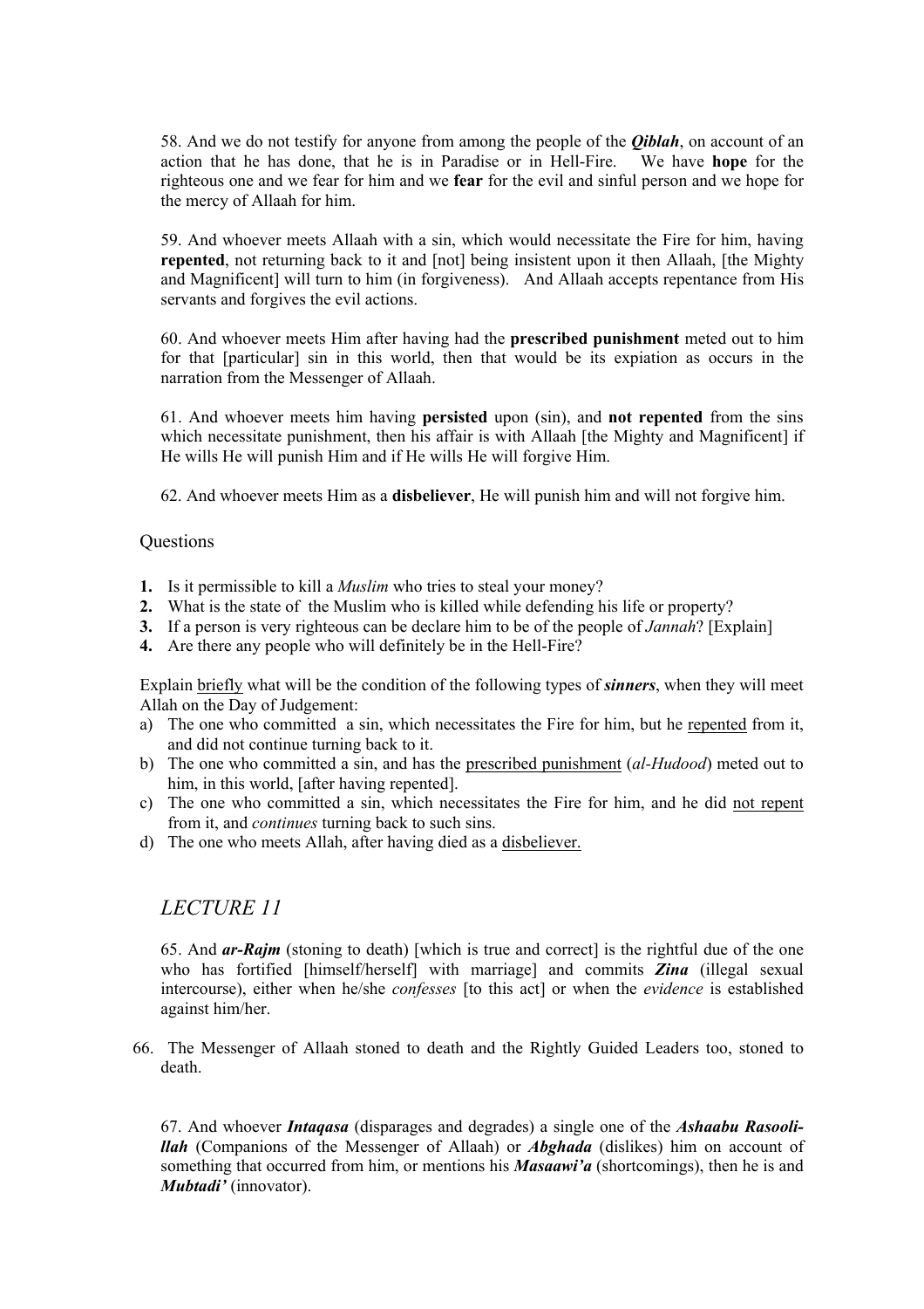58. And we do not testify for anyone from among the people of the ***Qiblah***, on account of an action that he has done, that he is in Paradise or in Hell-Fire. We have **hope** for the righteous one and we fear for him and we **fear** for the evil and sinful person and we hope for the mercy of Allaah for him.

59. And whoever meets Allaah with a sin, which would necessitate the Fire for him, having **repented**, not returning back to it and [not] being insistent upon it then Allaah, [the Mighty and Magnificent] will turn to him (in forgiveness). And Allaah accepts repentance from His servants and forgives the evil actions.

60. And whoever meets Him after having had the **prescribed punishment** meted out to him for that [particular] sin in this world, then that would be its expiation as occurs in the narration from the Messenger of Allaah.

61. And whoever meets him having **persisted** upon (sin), and **not repented** from the sins which necessitate punishment, then his affair is with Allaah [the Mighty and Magnificent] if He wills He will punish Him and if He wills He will forgive Him.

62. And whoever meets Him as a **disbeliever**, He will punish him and will not forgive him.

Questions

1. Is it permissible to kill a *Muslim* who tries to steal your money?
2. What is the state of the Muslim who is killed while defending his life or property?
3. If a person is very righteous can be declare him to be of the people of *Jannah*? [Explain]
4. Are there any people who will definitely be in the Hell-Fire?

Explain <u>briefly</u> what will be the condition of the following types of ***sinners***, when they will meet Allah on the Day of Judgement:

a) The one who committed a sin, which necessitates the Fire for him, but he <u>repented</u> from it, and did not continue turning back to it.
b) The one who committed a sin, and has the <u>prescribed punishment</u> (*al-Hudood*) meted out to him, in this world, [after having repented].
c) The one who committed a sin, which necessitates the Fire for him, and he did <u>not repent</u> from it, and *continues* turning back to such sins.
d) The one who meets Allah, after having died as a <u>disbeliever.</u>

## *LECTURE 11*

65. And ***ar-Rajm*** (stoning to death) [which is true and correct] is the rightful due of the one who has fortified [himself/herself] with marriage] and commits ***Zina*** (illegal sexual intercourse), either when he/she *confesses* [to this act] or when the *evidence* is established against him/her.

66. The Messenger of Allaah stoned to death and the Rightly Guided Leaders too, stoned to death.

67. And whoever ***Intaqasa*** (disparages and degrades) a single one of the ***Ashaabu Rasooli-llah*** (Companions of the Messenger of Allaah) or ***Abghada*** (dislikes) him on account of something that occurred from him, or mentions his ***Masaawi'a*** (shortcomings), then he is and ***Mubtadi'*** (innovator).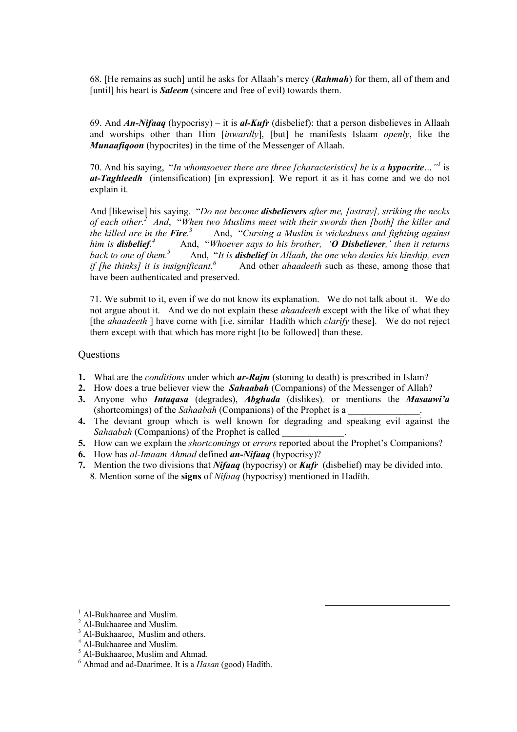68. [He remains as such] until he asks for Allaah's mercy (***Rahmah***) for them, all of them and [until] his heart is ***Saleem*** (sincere and free of evil) towards them.

69. And ***An-Nifaaq*** (hypocrisy) – it is ***al-Kufr*** (disbelief): that a person disbelieves in Allaah and worships other than Him [*inwardly*], [but] he manifests Islaam *openly*, like the ***Munaafiqoon*** (hypocrites) in the time of the Messenger of Allaah.

70. And his saying, "*In whomsoever there are three [characteristics] he is a **hypocrite**…*"[1] is ***at-Taghleedh*** (intensification) [in expression]. We report it as it has come and we do not explain it.

And [likewise] his saying. "*Do not become **disbelievers** after me, [astray], striking the necks of each other.*[2] *And*, "*When two Muslims meet with their swords then [both] the killer and the killed are in the **Fire**.*[3] And, "*Cursing a Muslim is wickedness and fighting against him is **disbelief**.*[4] And, "*Whoever says to his brother, '**O Disbeliever**,' then it returns back to one of them.*[5] And, "*It is **disbelief** in Allaah, the one who denies his kinship, even if [he thinks] it is insignificant.*[6] And other *ahaadeeth* such as these, among those that have been authenticated and preserved.

71. We submit to it, even if we do not know its explanation. We do not talk about it. We do not argue about it. And we do not explain these *ahaadeeth* except with the like of what they [the *ahaadeeth* ] have come with [i.e. similar Hadîth which *clarify* these]. We do not reject them except with that which has more right [to be followed] than these.

## Questions

1. What are the *conditions* under which ***ar-Rajm*** (stoning to death) is prescribed in Islam?
2. How does a true believer view the ***Sahaabah*** (Companions) of the Messenger of Allah?
3. Anyone who ***Intaqasa*** (degrades), ***Abghada*** (dislikes), or mentions the ***Masaawi'a*** (shortcomings) of the *Sahaabah* (Companions) of the Prophet is a _______________.
4. The deviant group which is well known for degrading and speaking evil against the *Sahaabah* (Companions) of the Prophet is called _____________.
5. How can we explain the *shortcomings* or *errors* reported about the Prophet's Companions?
6. How has *al-Imaam Ahmad* defined ***an-Nifaaq*** (hypocrisy)?
7. Mention the two divisions that ***Nifaaq*** (hypocrisy) or ***Kufr*** (disbelief) may be divided into.
8. Mention some of the **signs** of *Nifaaq* (hypocrisy) mentioned in Hadîth.

---

[1] Al-Bukhaaree and Muslim.
[2] Al-Bukhaaree and Muslim.
[3] Al-Bukhaaree, Muslim and others.
[4] Al-Bukhaaree and Muslim.
[5] Al-Bukhaaree, Muslim and Ahmad.
[6] Ahmad and ad-Daarimee. It is a *Hasan* (good) Hadîth.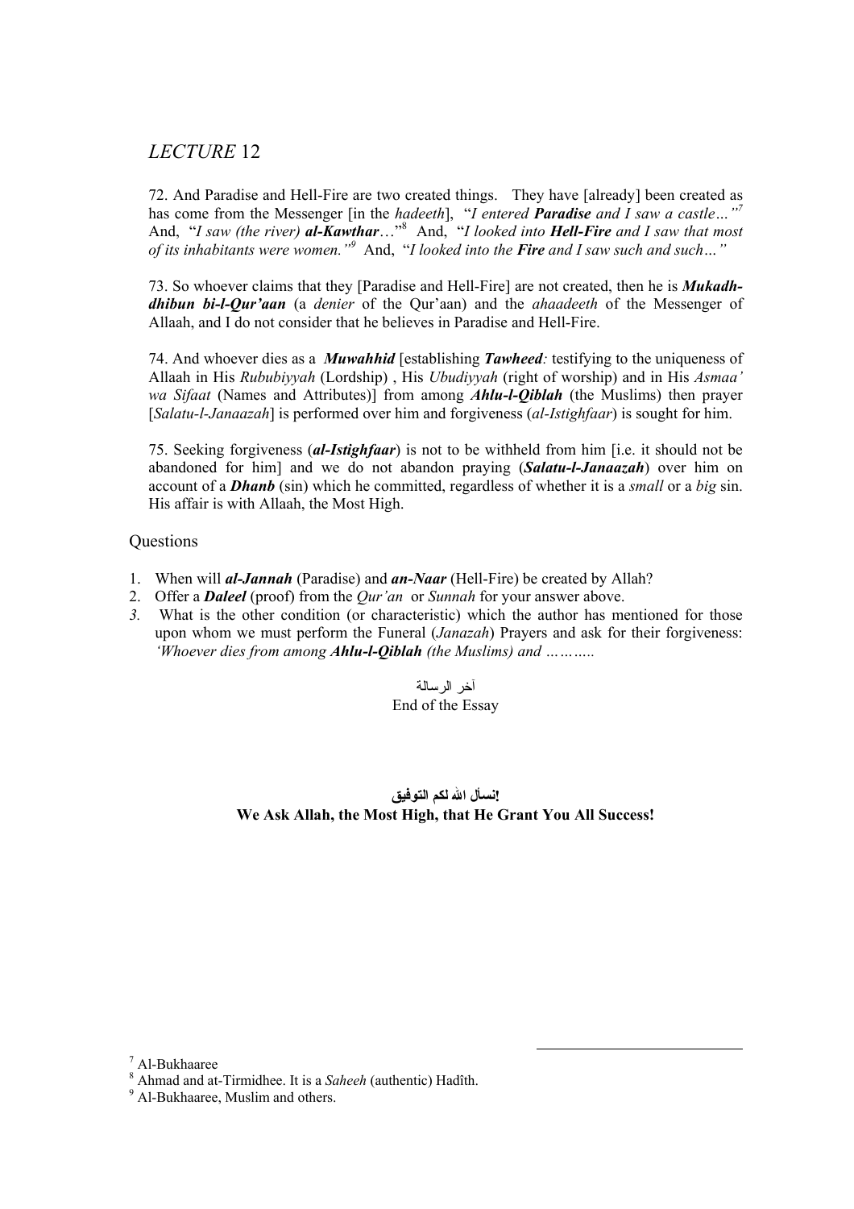# *LECTURE* 12

72. And Paradise and Hell-Fire are two created things. They have [already] been created as has come from the Messenger [in the *hadeeth*], "*I entered **Paradise** and I saw a castle…*"[7] And, "*I saw (the river) **al-Kawthar**…*"[8] And, "*I looked into **Hell-Fire** and I saw that most of its inhabitants were women.*"[9] And, "*I looked into the **Fire** and I saw such and such…*"

73. So whoever claims that they [Paradise and Hell-Fire] are not created, then he is ***Mukadh-dhibun bi-l-Qur'aan*** (a *denier* of the Qur'aan) and the *ahaadeeth* of the Messenger of Allaah, and I do not consider that he believes in Paradise and Hell-Fire.

74. And whoever dies as a ***Muwahhid*** [establishing ***Tawheed****:* testifying to the uniqueness of Allaah in His *Rububiyyah* (Lordship) , His *Ubudiyyah* (right of worship) and in His *Asmaa' wa Sifaat* (Names and Attributes)] from among ***Ahlu-l-Qiblah*** (the Muslims) then prayer [*Salatu-l-Janaazah*] is performed over him and forgiveness (*al-Istighfaar*) is sought for him.

75. Seeking forgiveness (***al-Istighfaar***) is not to be withheld from him [i.e. it should not be abandoned for him] and we do not abandon praying (***Salatu-l-Janaazah***) over him on account of a ***Dhanb*** (sin) which he committed, regardless of whether it is a *small* or a *big* sin. His affair is with Allaah, the Most High.

## Questions

1. When will ***al-Jannah*** (Paradise) and ***an-Naar*** (Hell-Fire) be created by Allah?
2. Offer a ***Daleel*** (proof) from the *Qur'an* or *Sunnah* for your answer above.
3. What is the other condition (or characteristic) which the author has mentioned for those upon whom we must perform the Funeral (*Janazah*) Prayers and ask for their forgiveness: *'Whoever dies from among **Ahlu-l-Qiblah** (the Muslims) and ………..*

آخر الرسالة

End of the Essay

**!نسأل الله لكم التوفيق**

**We Ask Allah, the Most High, that He Grant You All Success!**

[7] Al-Bukhaaree

[8] Ahmad and at-Tirmidhee. It is a *Saheeh* (authentic) Hadîth.

[9] Al-Bukhaaree, Muslim and others.